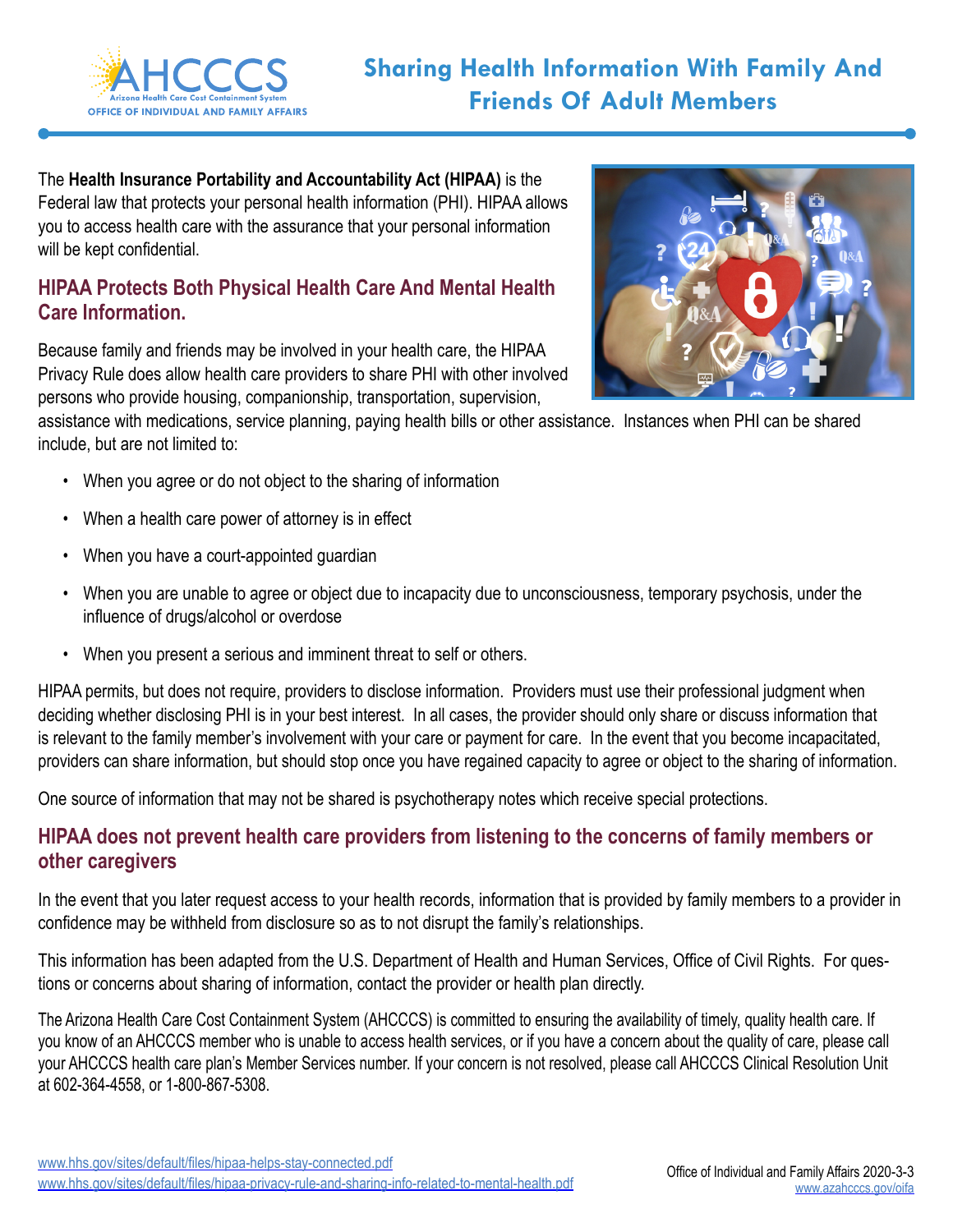AHCCCS
Arizona Health Care Cost Containment System
OFFICE OF INDIVIDUAL AND FAMILY AFFAIRS

# Sharing Health Information With Family And Friends Of Adult Members

The **Health Insurance Portability and Accountability Act (HIPAA)** is the Federal law that protects your personal health information (PHI). HIPAA allows you to access health care with the assurance that your personal information will be kept confidential.

## HIPAA Protects Both Physical Health Care And Mental Health Care Information.

Because family and friends may be involved in your health care, the HIPAA Privacy Rule does allow health care providers to share PHI with other involved persons who provide housing, companionship, transportation, supervision, assistance with medications, service planning, paying health bills or other assistance. Instances when PHI can be shared include, but are not limited to:

- When you agree or do not object to the sharing of information
- When a health care power of attorney is in effect
- When you have a court-appointed guardian
- When you are unable to agree or object due to incapacity due to unconsciousness, temporary psychosis, under the influence of drugs/alcohol or overdose
- When you present a serious and imminent threat to self or others.

HIPAA permits, but does not require, providers to disclose information. Providers must use their professional judgment when deciding whether disclosing PHI is in your best interest. In all cases, the provider should only share or discuss information that is relevant to the family member's involvement with your care or payment for care. In the event that you become incapacitated, providers can share information, but should stop once you have regained capacity to agree or object to the sharing of information.

One source of information that may not be shared is psychotherapy notes which receive special protections.

## HIPAA does not prevent health care providers from listening to the concerns of family members or other caregivers

In the event that you later request access to your health records, information that is provided by family members to a provider in confidence may be withheld from disclosure so as to not disrupt the family's relationships.

This information has been adapted from the U.S. Department of Health and Human Services, Office of Civil Rights. For questions or concerns about sharing of information, contact the provider or health plan directly.

The Arizona Health Care Cost Containment System (AHCCCS) is committed to ensuring the availability of timely, quality health care. If you know of an AHCCCS member who is unable to access health services, or if you have a concern about the quality of care, please call your AHCCCS health care plan's Member Services number. If your concern is not resolved, please call AHCCCS Clinical Resolution Unit at 602-364-4558, or 1-800-867-5308.

www.hhs.gov/sites/default/files/hipaa-helps-stay-connected.pdf
www.hhs.gov/sites/default/files/hipaa-privacy-rule-and-sharing-info-related-to-mental-health.pdf

Office of Individual and Family Affairs 2020-3-3
www.azahcccs.gov/oifa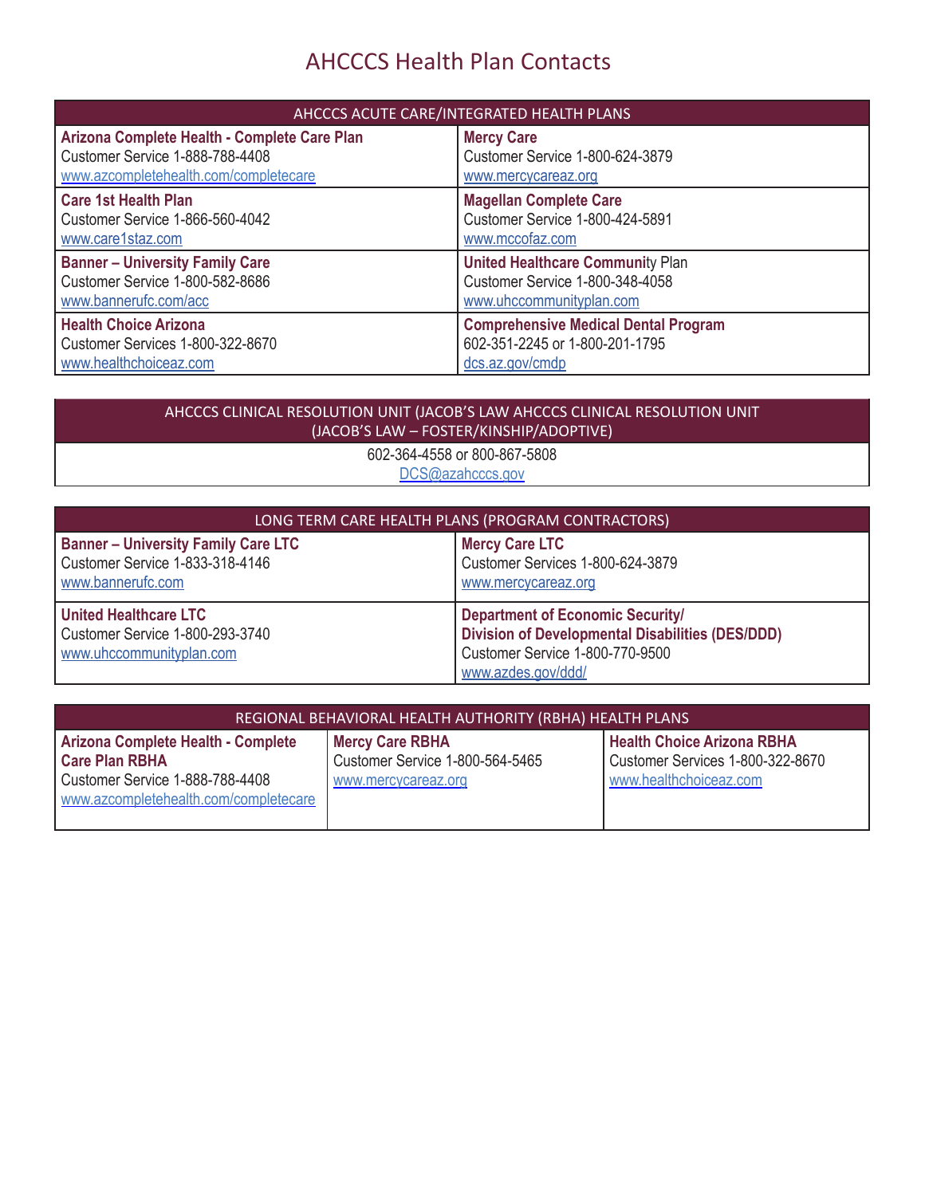# AHCCCS Health Plan Contacts

| AHCCCS ACUTE CARE/INTEGRATED HEALTH PLANS | |
|---|---|
| **Arizona Complete Health - Complete Care Plan**<br>Customer Service 1-888-788-4408<br>www.azcompletehealth.com/completecare | **Mercy Care**<br>Customer Service 1-800-624-3879<br>www.mercycareaz.org |
| **Care 1st Health Plan**<br>Customer Service 1-866-560-4042<br>www.care1staz.com | **Magellan Complete Care**<br>Customer Service 1-800-424-5891<br>www.mccofaz.com |
| **Banner – University Family Care**<br>Customer Service 1-800-582-8686<br>www.bannerufc.com/acc | **United Healthcare Community** Plan<br>Customer Service 1-800-348-4058<br>www.uhccommunityplan.com |
| **Health Choice Arizona**<br>Customer Services 1-800-322-8670<br>www.healthchoiceaz.com | **Comprehensive Medical Dental Program**<br>602-351-2245 or 1-800-201-1795<br>dcs.az.gov/cmdp |

| AHCCCS CLINICAL RESOLUTION UNIT (JACOB'S LAW AHCCCS CLINICAL RESOLUTION UNIT (JACOB'S LAW – FOSTER/KINSHIP/ADOPTIVE) |
|---|
| 602-364-4558 or 800-867-5808<br>DCS@azahcccs.gov |

| LONG TERM CARE HEALTH PLANS (PROGRAM CONTRACTORS) | |
|---|---|
| **Banner – University Family Care LTC**<br>Customer Service 1-833-318-4146<br>www.bannerufc.com | **Mercy Care LTC**<br>Customer Services 1-800-624-3879<br>www.mercycareaz.org |
| **United Healthcare LTC**<br>Customer Service 1-800-293-3740<br>www.uhccommunityplan.com | **Department of Economic Security/ Division of Developmental Disabilities (DES/DDD)**<br>Customer Service 1-800-770-9500<br>www.azdes.gov/ddd/ |

| REGIONAL BEHAVIORAL HEALTH AUTHORITY (RBHA) HEALTH PLANS | | |
|---|---|---|
| **Arizona Complete Health - Complete Care Plan RBHA**<br>Customer Service 1-888-788-4408<br>www.azcompletehealth.com/completecare | **Mercy Care RBHA**<br>Customer Service 1-800-564-5465<br>www.mercycareaz.org | **Health Choice Arizona RBHA**<br>Customer Services 1-800-322-8670<br>www.healthchoiceaz.com |